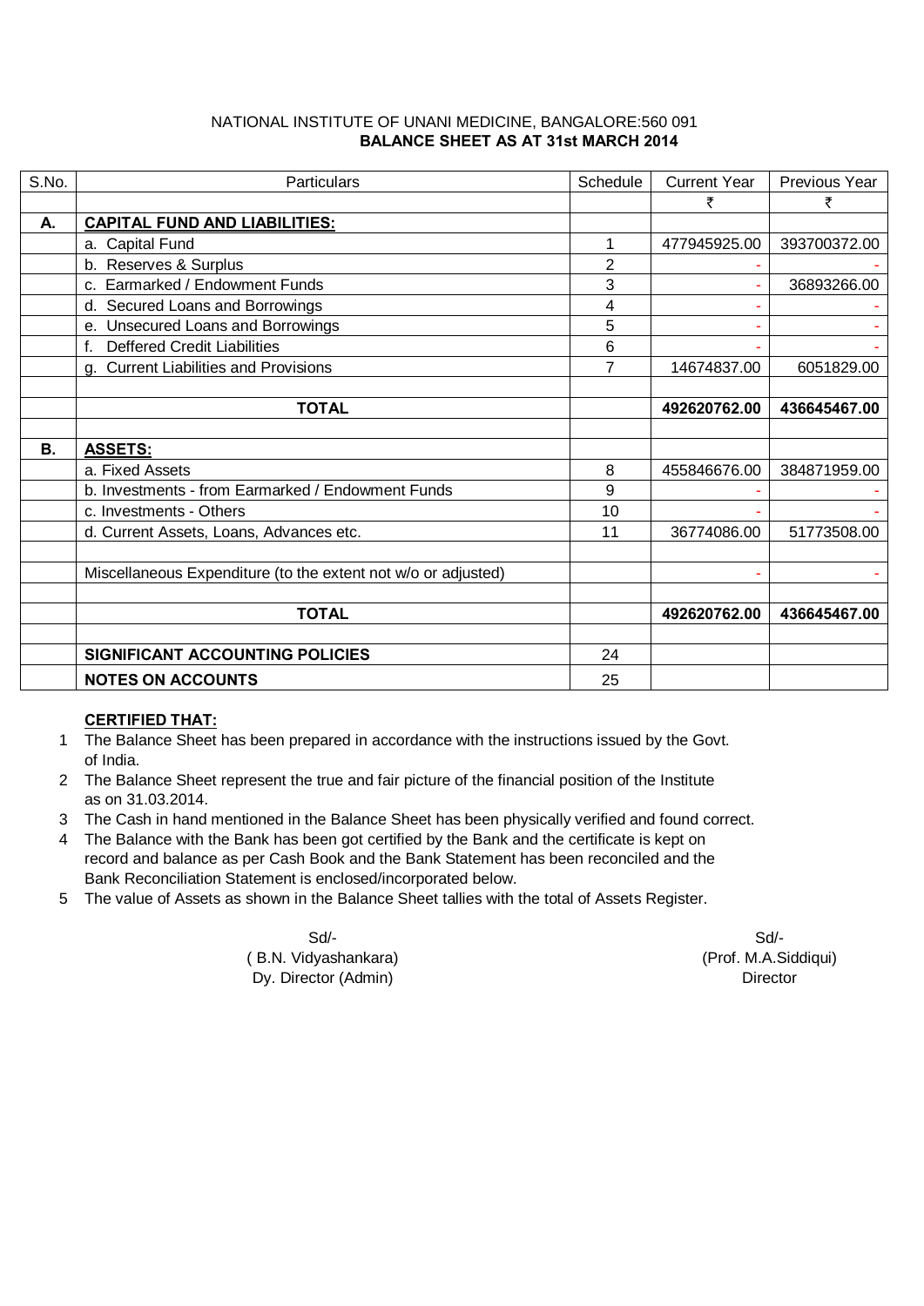NATIONAL INSTITUTE OF UNANI MEDICINE, BANGALORE:560 091

**BALANCE SHEET AS AT 31st MARCH 2014**

| S.No. | Particulars | Schedule | Current Year | Previous Year |
|---|---|---|---|---|
| | | | ₹ | ₹ |
| **A.** | **CAPITAL FUND AND LIABILITIES:** | | | |
| | a. Capital Fund | 1 | 477945925.00 | 393700372.00 |
| | b. Reserves & Surplus | 2 | - | - |
| | c. Earmarked / Endowment Funds | 3 | - | 36893266.00 |
| | d. Secured Loans and Borrowings | 4 | - | - |
| | e. Unsecured Loans and Borrowings | 5 | - | - |
| | f. Deffered Credit Liabilities | 6 | - | - |
| | g. Current Liabilities and Provisions | 7 | 14674837.00 | 6051829.00 |
| | | | | |
| | **TOTAL** | | **492620762.00** | **436645467.00** |
| | | | | |
| **B.** | **ASSETS:** | | | |
| | a. Fixed Assets | 8 | 455846676.00 | 384871959.00 |
| | b. Investments - from Earmarked / Endowment Funds | 9 | - | - |
| | c. Investments - Others | 10 | - | - |
| | d. Current Assets, Loans, Advances etc. | 11 | 36774086.00 | 51773508.00 |
| | | | | |
| | Miscellaneous Expenditure (to the extent not w/o or adjusted) | | - | - |
| | | | | |
| | **TOTAL** | | **492620762.00** | **436645467.00** |
| | | | | |
| | **SIGNIFICANT ACCOUNTING POLICIES** | 24 | | |
| | **NOTES ON ACCOUNTS** | 25 | | |

**CERTIFIED THAT:**

1. The Balance Sheet has been prepared in accordance with the instructions issued by the Govt. of India.
2. The Balance Sheet represent the true and fair picture of the financial position of the Institute as on 31.03.2014.
3. The Cash in hand mentioned in the Balance Sheet has been physically verified and found correct.
4. The Balance with the Bank has been got certified by the Bank and the certificate is kept on record and balance as per Cash Book and the Bank Statement has been reconciled and the Bank Reconciliation Statement is enclosed/incorporated below.
5. The value of Assets as shown in the Balance Sheet tallies with the total of Assets Register.

Sd/-
( B.N. Vidyashankara)
Dy. Director (Admin)

Sd/-
(Prof. M.A.Siddiqui)
Director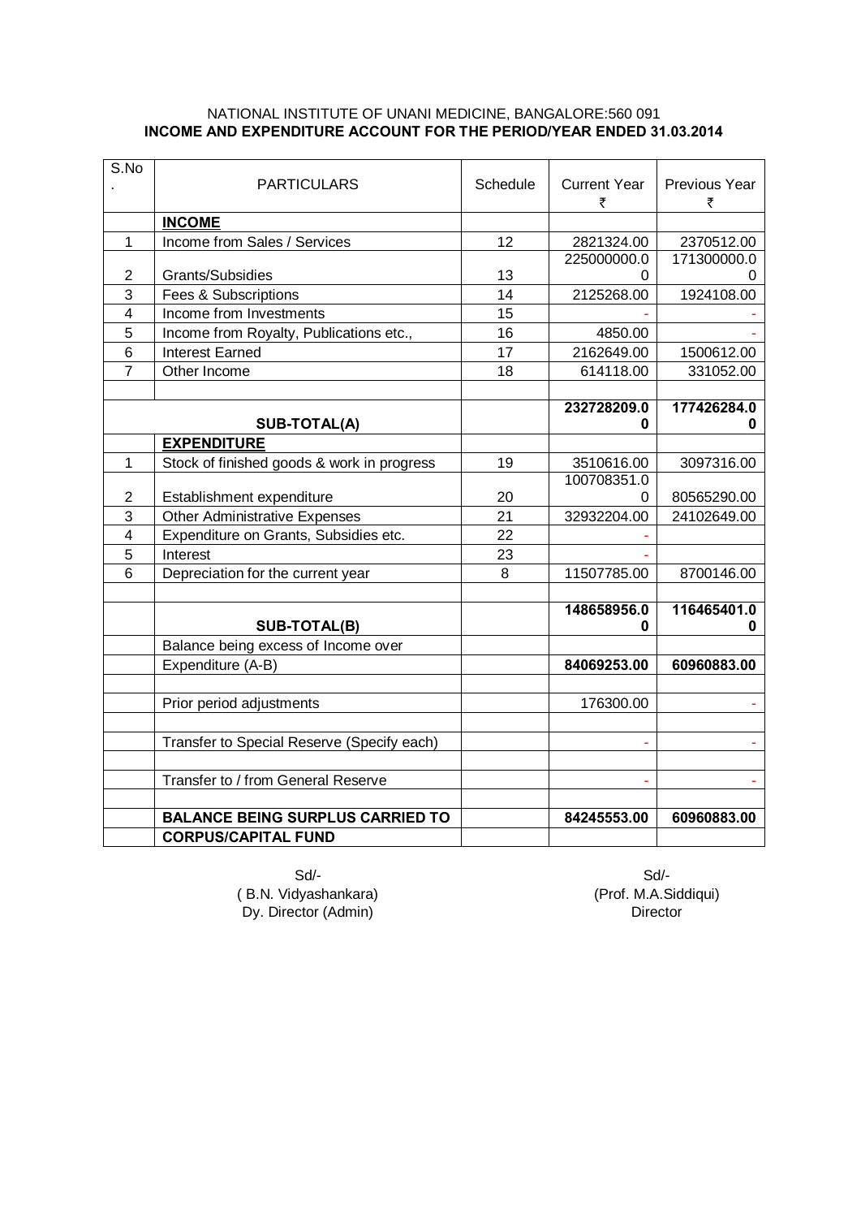NATIONAL INSTITUTE OF UNANI MEDICINE, BANGALORE:560 091

**INCOME AND EXPENDITURE ACCOUNT FOR THE PERIOD/YEAR ENDED 31.03.2014**

| S.No. | PARTICULARS | Schedule | Current Year ₹ | Previous Year ₹ |
|---|---|---|---|---|
| | **INCOME** | | | |
| 1 | Income from Sales / Services | 12 | 2821324.00 | 2370512.00 |
| 2 | Grants/Subsidies | 13 | 225000000.00 | 171300000.00 |
| 3 | Fees & Subscriptions | 14 | 2125268.00 | 1924108.00 |
| 4 | Income from Investments | 15 | - | - |
| 5 | Income from Royalty, Publications etc., | 16 | 4850.00 | - |
| 6 | Interest Earned | 17 | 2162649.00 | 1500612.00 |
| 7 | Other Income | 18 | 614118.00 | 331052.00 |
| | | | | |
| | **SUB-TOTAL(A)** | | **232728209.00** | **177426284.00** |
| | **EXPENDITURE** | | | |
| 1 | Stock of finished goods & work in progress | 19 | 3510616.00 | 3097316.00 |
| 2 | Establishment expenditure | 20 | 100708351.00 | 80565290.00 |
| 3 | Other Administrative Expenses | 21 | 32932204.00 | 24102649.00 |
| 4 | Expenditure on Grants, Subsidies etc. | 22 | - | |
| 5 | Interest | 23 | - | |
| 6 | Depreciation for the current year | 8 | 11507785.00 | 8700146.00 |
| | | | | |
| | **SUB-TOTAL(B)** | | **148658956.00** | **116465401.00** |
| | Balance being excess of Income over Expenditure (A-B) | | **84069253.00** | **60960883.00** |
| | | | | |
| | Prior period adjustments | | 176300.00 | - |
| | | | | |
| | Transfer to Special Reserve (Specify each) | | - | - |
| | | | | |
| | Transfer to / from General Reserve | | - | - |
| | | | | |
| | **BALANCE BEING SURPLUS CARRIED TO CORPUS/CAPITAL FUND** | | **84245553.00** | **60960883.00** |

Sd/-
( B.N. Vidyashankara)
Dy. Director (Admin)

Sd/-
(Prof. M.A.Siddiqui)
Director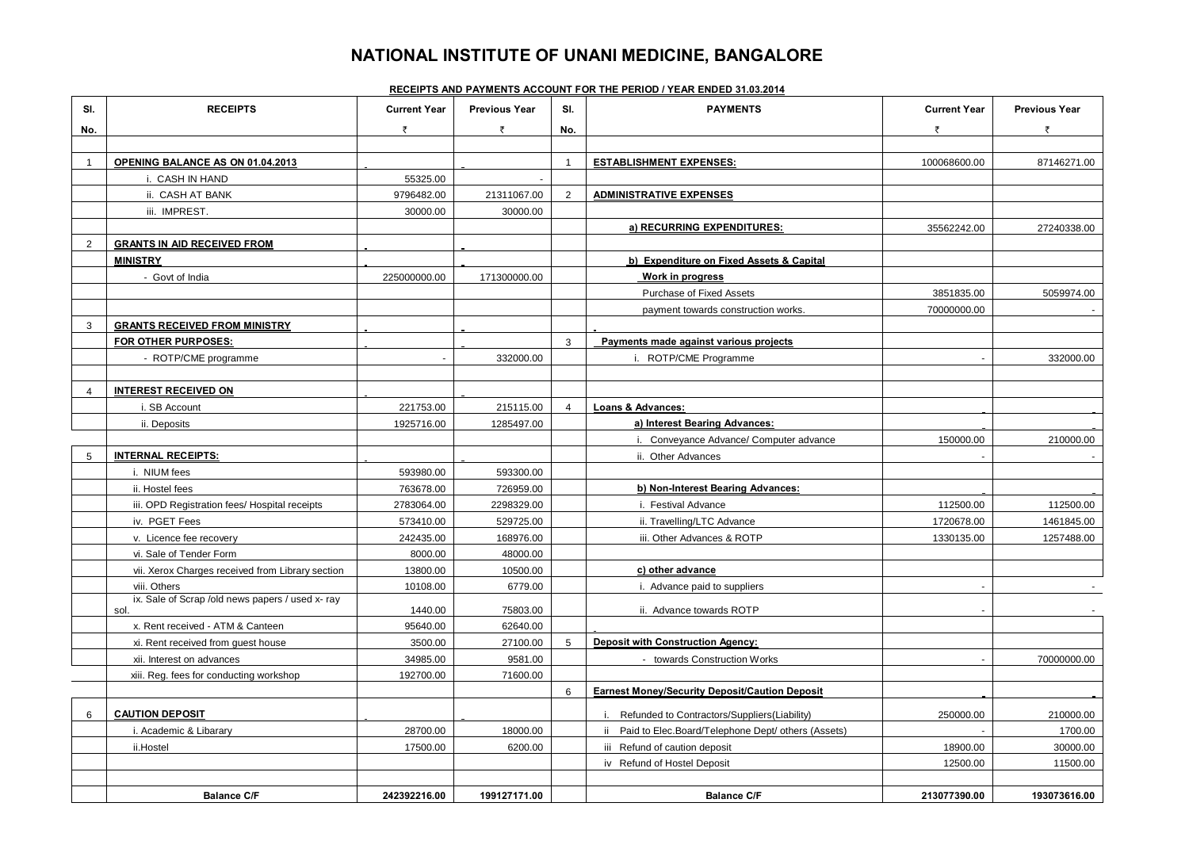# NATIONAL INSTITUTE OF UNANI MEDICINE, BANGALORE

**RECEIPTS AND PAYMENTS ACCOUNT FOR THE PERIOD / YEAR ENDED 31.03.2014**

| Sl. No. | RECEIPTS | Current Year ₹ | Previous Year ₹ | Sl. No. | PAYMENTS | Current Year ₹ | Previous Year ₹ |
|---|---|---|---|---|---|---|---|
| 1 | **OPENING BALANCE AS ON 01.04.2013** | | | 1 | **ESTABLISHMENT EXPENSES:** | 100068600.00 | 87146271.00 |
| | i. CASH IN HAND | 55325.00 | - | | | | |
| | ii. CASH AT BANK | 9796482.00 | 21311067.00 | 2 | **ADMINISTRATIVE EXPENSES** | | |
| | iii. IMPREST. | 30000.00 | 30000.00 | | | | |
| | | | | | **a) RECURRING EXPENDITURES:** | 35562242.00 | 27240338.00 |
| 2 | **GRANTS IN AID RECEIVED FROM** | | | | | | |
| | **MINISTRY** | | | | **b) Expenditure on Fixed Assets & Capital** | | |
| | - Govt of India | 225000000.00 | 171300000.00 | | **Work in progress** | | |
| | | | | | Purchase of Fixed Assets | 3851835.00 | 5059974.00 |
| | | | | | payment towards construction works. | 70000000.00 | - |
| 3 | **GRANTS RECEIVED FROM MINISTRY** | | | | | | |
| | **FOR OTHER PURPOSES:** | | | 3 | **Payments made against various projects** | | |
| | - ROTP/CME programme | - | 332000.00 | | i. ROTP/CME Programme | - | 332000.00 |
| 4 | **INTEREST RECEIVED ON** | | | | | | |
| | i. SB Account | 221753.00 | 215115.00 | 4 | **Loans & Advances:** | | |
| | ii. Deposits | 1925716.00 | 1285497.00 | | **a) Interest Bearing Advances:** | | |
| | | | | | i. Conveyance Advance/ Computer advance | 150000.00 | 210000.00 |
| 5 | **INTERNAL RECEIPTS:** | | | | ii. Other Advances | - | - |
| | i. NIUM fees | 593980.00 | 593300.00 | | | | |
| | ii. Hostel fees | 763678.00 | 726959.00 | | **b) Non-Interest Bearing Advances:** | | |
| | iii. OPD Registration fees/ Hospital receipts | 2783064.00 | 2298329.00 | | i. Festival Advance | 112500.00 | 112500.00 |
| | iv. PGET Fees | 573410.00 | 529725.00 | | ii. Travelling/LTC Advance | 1720678.00 | 1461845.00 |
| | v. Licence fee recovery | 242435.00 | 168976.00 | | iii. Other Advances & ROTP | 1330135.00 | 1257488.00 |
| | vi. Sale of Tender Form | 8000.00 | 48000.00 | | | | |
| | vii. Xerox Charges received from Library section | 13800.00 | 10500.00 | | **c) other advance** | | |
| | viii. Others | 10108.00 | 6779.00 | | i. Advance paid to suppliers | - | - |
| | ix. Sale of Scrap /old news papers / used x- ray sol. | 1440.00 | 75803.00 | | ii. Advance towards ROTP | - | - |
| | x. Rent received - ATM & Canteen | 95640.00 | 62640.00 | | | | |
| | xi. Rent received from guest house | 3500.00 | 27100.00 | 5 | **Deposit with Construction Agency:** | | |
| | xii. Interest on advances | 34985.00 | 9581.00 | | - towards Construction Works | - | 70000000.00 |
| | xiii. Reg. fees for conducting workshop | 192700.00 | 71600.00 | | | | |
| | | | | 6 | **Earnest Money/Security Deposit/Caution Deposit** | | |
| 6 | **CAUTION DEPOSIT** | | | | i. Refunded to Contractors/Suppliers(Liability) | 250000.00 | 210000.00 |
| | i. Academic & Libarary | 28700.00 | 18000.00 | | ii Paid to Elec.Board/Telephone Dept/ others (Assets) | - | 1700.00 |
| | ii.Hostel | 17500.00 | 6200.00 | | iii Refund of caution deposit | 18900.00 | 30000.00 |
| | | | | | iv Refund of Hostel Deposit | 12500.00 | 11500.00 |
| | **Balance C/F** | **242392216.00** | **199127171.00** | | **Balance C/F** | **213077390.00** | **193073616.00** |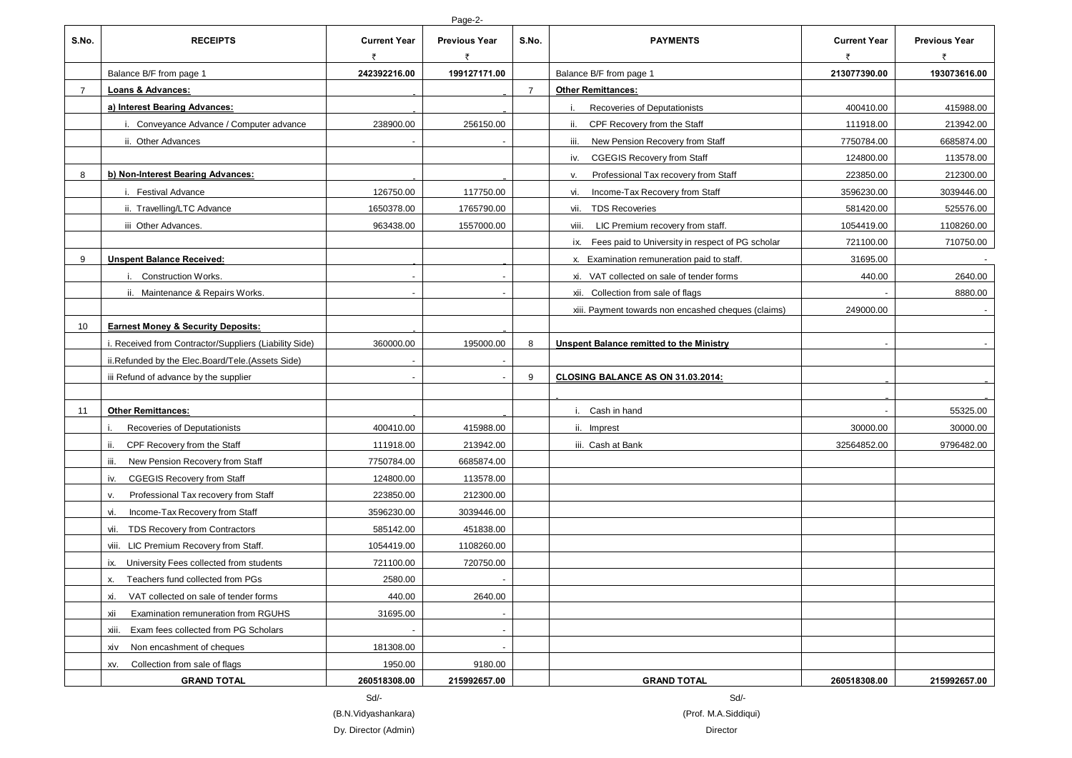| S.No. | RECEIPTS | Current Year ₹ | Previous Year ₹ | S.No. | PAYMENTS | Current Year ₹ | Previous Year ₹ |
|---|---|---|---|---|---|---|---|
| | Balance B/F from page 1 | **242392216.00** | **199127171.00** | | Balance B/F from page 1 | **213077390.00** | **193073616.00** |
| 7 | **Loans & Advances:** | - | - | 7 | **Other Remittances:** | | |
| | **a) Interest Bearing Advances:** | - | - | | i. Recoveries of Deputationists | 400410.00 | 415988.00 |
| | i. Conveyance Advance / Computer advance | 238900.00 | 256150.00 | | ii. CPF Recovery from the Staff | 111918.00 | 213942.00 |
| | ii. Other Advances | - | - | | iii. New Pension Recovery from Staff | 7750784.00 | 6685874.00 |
| | | | | | iv. CGEGIS Recovery from Staff | 124800.00 | 113578.00 |
| 8 | **b) Non-Interest Bearing Advances:** | - | - | | v. Professional Tax recovery from Staff | 223850.00 | 212300.00 |
| | i. Festival Advance | 126750.00 | 117750.00 | | vi. Income-Tax Recovery from Staff | 3596230.00 | 3039446.00 |
| | ii. Travelling/LTC Advance | 1650378.00 | 1765790.00 | | vii. TDS Recoveries | 581420.00 | 525576.00 |
| | iii Other Advances. | 963438.00 | 1557000.00 | | viii. LIC Premium recovery from staff. | 1054419.00 | 1108260.00 |
| | | | | | ix. Fees paid to University in respect of PG scholar | 721100.00 | 710750.00 |
| 9 | **Unspent Balance Received:** | - | - | | x. Examination remuneration paid to staff. | 31695.00 | - |
| | i. Construction Works. | - | - | | xi. VAT collected on sale of tender forms | 440.00 | 2640.00 |
| | ii. Maintenance & Repairs Works. | - | - | | xii. Collection from sale of flags | - | 8880.00 |
| | | | | | xiii. Payment towards non encashed cheques (claims) | 249000.00 | - |
| 10 | **Earnest Money & Security Deposits:** | - | - | | | | |
| | i. Received from Contractor/Suppliers (Liability Side) | 360000.00 | 195000.00 | 8 | **Unspent Balance remitted to the Ministry** | - | - |
| | ii.Refunded by the Elec.Board/Tele.(Assets Side) | - | - | | | | |
| | iii Refund of advance by the supplier | - | - | 9 | **CLOSING BALANCE AS ON 31.03.2014:** | - | - |
| | | | | | - | - | - |
| 11 | **Other Remittances:** | - | - | | i. Cash in hand | - | 55325.00 |
| | i. Recoveries of Deputationists | 400410.00 | 415988.00 | | ii. Imprest | 30000.00 | 30000.00 |
| | ii. CPF Recovery from the Staff | 111918.00 | 213942.00 | | iii. Cash at Bank | 32564852.00 | 9796482.00 |
| | iii. New Pension Recovery from Staff | 7750784.00 | 6685874.00 | | | | |
| | iv. CGEGIS Recovery from Staff | 124800.00 | 113578.00 | | | | |
| | v. Professional Tax recovery from Staff | 223850.00 | 212300.00 | | | | |
| | vi. Income-Tax Recovery from Staff | 3596230.00 | 3039446.00 | | | | |
| | vii. TDS Recovery from Contractors | 585142.00 | 451838.00 | | | | |
| | viii. LIC Premium Recovery from Staff. | 1054419.00 | 1108260.00 | | | | |
| | ix. University Fees collected from students | 721100.00 | 720750.00 | | | | |
| | x. Teachers fund collected from PGs | 2580.00 | - | | | | |
| | xi. VAT collected on sale of tender forms | 440.00 | 2640.00 | | | | |
| | xii Examination remuneration from RGUHS | 31695.00 | - | | | | |
| | xiii. Exam fees collected from PG Scholars | - | - | | | | |
| | xiv Non encashment of cheques | 181308.00 | - | | | | |
| | xv. Collection from sale of flags | 1950.00 | 9180.00 | | | | |
| | **GRAND TOTAL** | **260518308.00** | **215992657.00** | | **GRAND TOTAL** | **260518308.00** | **215992657.00** |

Sd/-
(B.N.Vidyashankara)
Dy. Director (Admin)

Sd/-
(Prof. M.A.Siddiqui)
Director